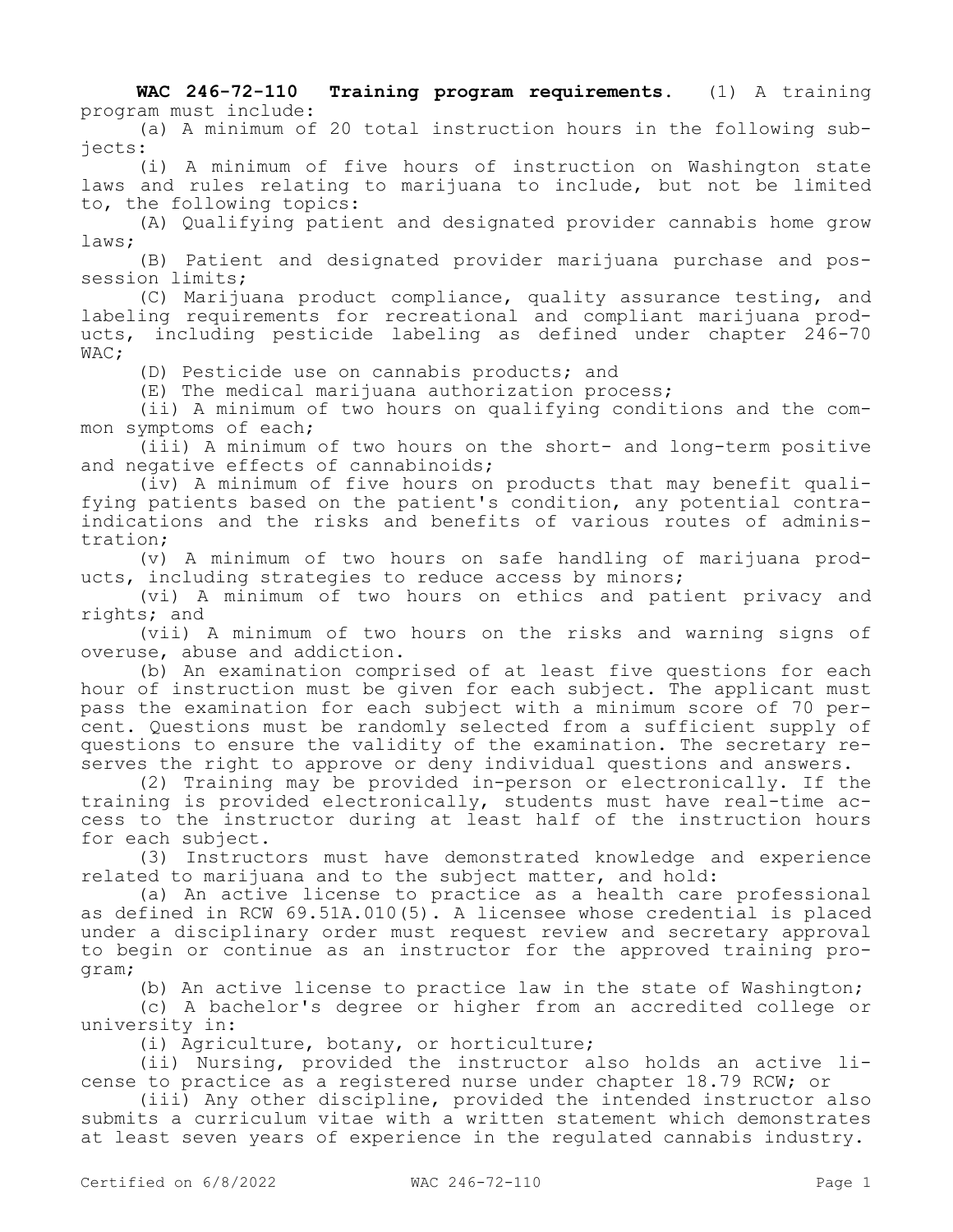**WAC 246-72-110 Training program requirements.** (1) A training program must include:

(a) A minimum of 20 total instruction hours in the following subjects:

(i) A minimum of five hours of instruction on Washington state laws and rules relating to marijuana to include, but not be limited to, the following topics:

(A) Qualifying patient and designated provider cannabis home grow laws;

(B) Patient and designated provider marijuana purchase and possession limits;

(C) Marijuana product compliance, quality assurance testing, and labeling requirements for recreational and compliant marijuana products, including pesticide labeling as defined under chapter 246-70 WAC;

(D) Pesticide use on cannabis products; and

(E) The medical marijuana authorization process;

(ii) A minimum of two hours on qualifying conditions and the common symptoms of each;

(iii) A minimum of two hours on the short- and long-term positive and negative effects of cannabinoids;

(iv) A minimum of five hours on products that may benefit qualifying patients based on the patient's condition, any potential contraindications and the risks and benefits of various routes of administration;

(v) A minimum of two hours on safe handling of marijuana products, including strategies to reduce access by minors;

(vi) A minimum of two hours on ethics and patient privacy and rights; and

(vii) A minimum of two hours on the risks and warning signs of overuse, abuse and addiction.

(b) An examination comprised of at least five questions for each hour of instruction must be given for each subject. The applicant must pass the examination for each subject with a minimum score of 70 percent. Questions must be randomly selected from a sufficient supply of questions to ensure the validity of the examination. The secretary reserves the right to approve or deny individual questions and answers.

(2) Training may be provided in-person or electronically. If the training is provided electronically, students must have real-time access to the instructor during at least half of the instruction hours for each subject.

(3) Instructors must have demonstrated knowledge and experience related to marijuana and to the subject matter, and hold:

(a) An active license to practice as a health care professional as defined in RCW 69.51A.010(5). A licensee whose credential is placed under a disciplinary order must request review and secretary approval to begin or continue as an instructor for the approved training program;

(b) An active license to practice law in the state of Washington;

(c) A bachelor's degree or higher from an accredited college or university in:

(i) Agriculture, botany, or horticulture;

(ii) Nursing, provided the instructor also holds an active license to practice as a registered nurse under chapter 18.79 RCW; or

(iii) Any other discipline, provided the intended instructor also submits a curriculum vitae with a written statement which demonstrates at least seven years of experience in the regulated cannabis industry.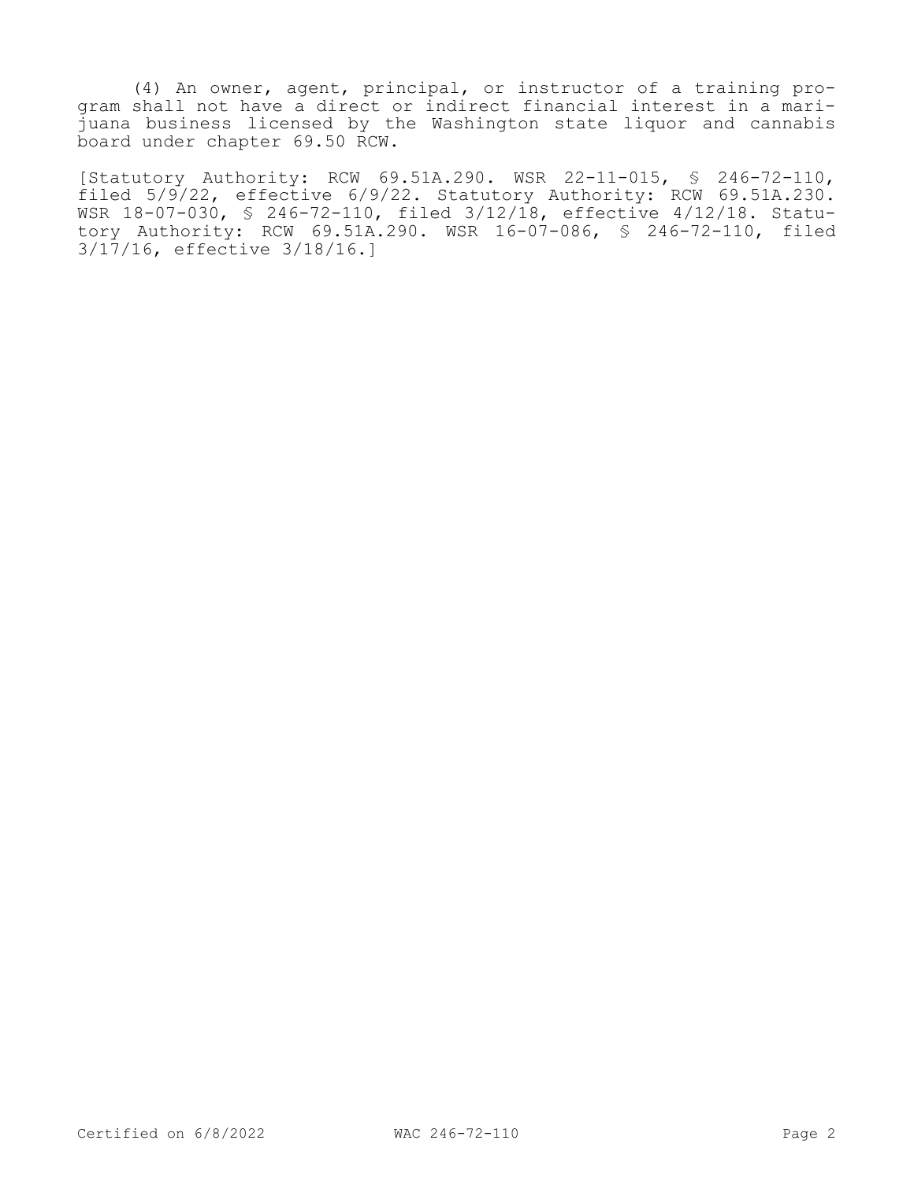(4) An owner, agent, principal, or instructor of a training program shall not have a direct or indirect financial interest in a marijuana business licensed by the Washington state liquor and cannabis board under chapter 69.50 RCW.

[Statutory Authority: RCW 69.51A.290. WSR 22-11-015, § 246-72-110, filed 5/9/22, effective 6/9/22. Statutory Authority: RCW 69.51A.230. WSR 18-07-030, § 246-72-110, filed 3/12/18, effective 4/12/18. Statutory Authority: RCW 69.51A.290. WSR 16-07-086, § 246-72-110, filed 3/17/16, effective 3/18/16.]